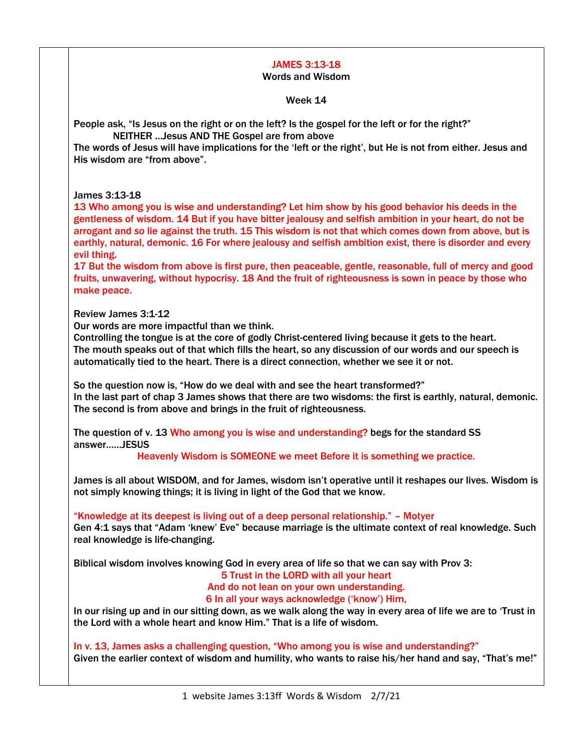# JAMES 3:13-18

## Words and Wisdom

### Week 14

People ask, "Is Jesus on the right or on the left? Is the gospel for the left or for the right?"

NEITHER …Jesus AND THE Gospel are from above

The words of Jesus will have implications for the 'left or the right', but He is not from either. Jesus and His wisdom are "from above".

James 3:13-18

13 Who among you is wise and understanding? Let him show by his good behavior his deeds in the gentleness of wisdom. 14 But if you have bitter jealousy and selfish ambition in your heart, do not be arrogant and *so* lie against the truth. 15 This wisdom is not that which comes down from above, but is earthly, natural, demonic. 16 For where jealousy and selfish ambition exist, there is disorder and every evil thing.

17 But the wisdom from above is first pure, then peaceable, gentle, reasonable, full of mercy and good fruits, unwavering, without hypocrisy. 18 And the fruit of righteousness is sown in peace by those who make peace.

Review James 3:1-12

Our words are more impactful than we think.

Controlling the tongue is at the core of godly Christ-centered living because it gets to the heart.

The mouth speaks out of that which fills the heart, so any discussion of our words and our speech is automatically tied to the heart. There is a direct connection, whether we see it or not.

So the question now is, "How do we deal with and see the heart transformed?"

In the last part of chap 3 James shows that there are two wisdoms: the first is earthly, natural, demonic. The second is from above and brings in the fruit of righteousness.

The question of v. 13 Who among you is wise and understanding? begs for the standard SS answer……JESUS

Heavenly Wisdom is SOMEONE we meet Before it is something we practice.

James is all about WISDOM, and for James, wisdom isn't operative until it reshapes our lives. Wisdom is not simply knowing things; it is living in light of the God that we know.

"Knowledge at its deepest is living out of a deep personal relationship." – Motyer

Gen 4:1 says that "Adam 'knew' Eve" because marriage is the ultimate context of real knowledge. Such real knowledge is life-changing.

Biblical wisdom involves knowing God in every area of life so that we can say with Prov 3:

5 Trust in the LORD with all your heart
And do not lean on your own understanding.
6 In all your ways acknowledge ('know') Him,

In our rising up and in our sitting down, as we walk along the way in every area of life we are to 'Trust in the Lord with a whole heart and know Him." That is a life of wisdom.

In v. 13, James asks a challenging question, "Who among you is wise and understanding?"

Given the earlier context of wisdom and humility, who wants to raise his/her hand and say, "That's me!"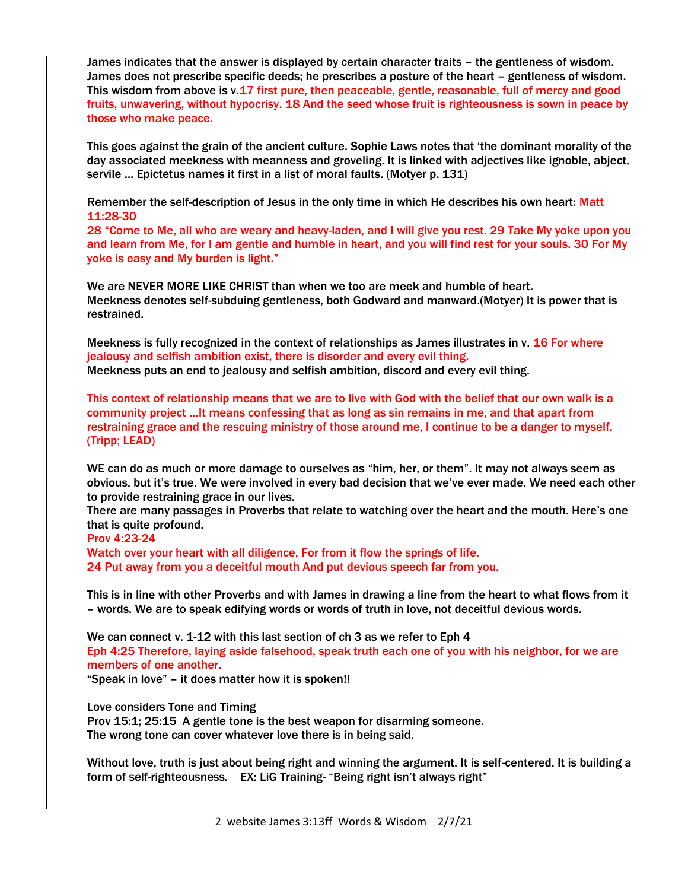James indicates that the answer is displayed by certain character traits – the gentleness of wisdom. James does not prescribe specific deeds; he prescribes a posture of the heart – gentleness of wisdom. This wisdom from above is v.17 first pure, then peaceable, gentle, reasonable, full of mercy and good fruits, unwavering, without hypocrisy. 18 And the seed whose fruit is righteousness is sown in peace by those who make peace.

This goes against the grain of the ancient culture. Sophie Laws notes that 'the dominant morality of the day associated meekness with meanness and groveling. It is linked with adjectives like ignoble, abject, servile … Epictetus names it first in a list of moral faults. (Motyer p. 131)

Remember the self-description of Jesus in the only time in which He describes his own heart: Matt 11:28-30
28 "Come to Me, all who are weary and heavy-laden, and I will give you rest. 29 Take My yoke upon you and learn from Me, for I am gentle and humble in heart, and you will find rest for your souls. 30 For My yoke is easy and My burden is light."

We are NEVER MORE LIKE CHRIST than when we too are meek and humble of heart.
Meekness denotes self-subduing gentleness, both Godward and manward.(Motyer) It is power that is restrained.

Meekness is fully recognized in the context of relationships as James illustrates in v. 16 For where jealousy and selfish ambition exist, there is disorder and every evil thing.
Meekness puts an end to jealousy and selfish ambition, discord and every evil thing.

This context of relationship means that we are to live with God with the belief that our own walk is a community project …It means confessing that as long as sin remains in me, and that apart from restraining grace and the rescuing ministry of those around me, I continue to be a danger to myself. (Tripp; LEAD)

WE can do as much or more damage to ourselves as "him, her, or them". It may not always seem as obvious, but it's true. We were involved in every bad decision that we've ever made. We need each other to provide restraining grace in our lives.
There are many passages in Proverbs that relate to watching over the heart and the mouth. Here's one that is quite profound.
Prov 4:23-24
Watch over your heart with all diligence, For from it flow the springs of life.
24 Put away from you a deceitful mouth And put devious speech far from you.

This is in line with other Proverbs and with James in drawing a line from the heart to what flows from it – words. We are to speak edifying words or words of truth in love, not deceitful devious words.

We can connect v. 1-12 with this last section of ch 3 as we refer to Eph 4
Eph 4:25 Therefore, laying aside falsehood, speak truth each one of you with his neighbor, for we are members of one another.
"Speak in love" – it does matter how it is spoken!!

Love considers Tone and Timing
Prov 15:1; 25:15 A gentle tone is the best weapon for disarming someone.
The wrong tone can cover whatever love there is in being said.

Without love, truth is just about being right and winning the argument. It is self-centered. It is building a form of self-righteousness. EX: LiG Training- "Being right isn't always right"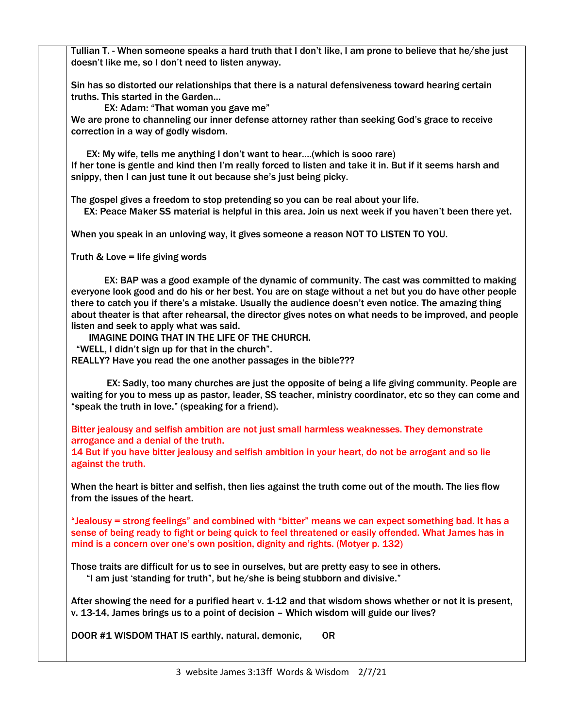Tullian T. - When someone speaks a hard truth that I don't like, I am prone to believe that he/she just doesn't like me, so I don't need to listen anyway.

Sin has so distorted our relationships that there is a natural defensiveness toward hearing certain truths. This started in the Garden…

EX: Adam: "That woman you gave me"

We are prone to channeling our inner defense attorney rather than seeking God's grace to receive correction in a way of godly wisdom.

EX: My wife, tells me anything I don't want to hear….(which is sooo rare)

If her tone is gentle and kind then I'm really forced to listen and take it in. But if it seems harsh and snippy, then I can just tune it out because she's just being picky.

The gospel gives a freedom to stop pretending so you can be real about your life.

EX: Peace Maker SS material is helpful in this area. Join us next week if you haven't been there yet.

When you speak in an unloving way, it gives someone a reason NOT TO LISTEN TO YOU.

Truth & Love = life giving words

EX: BAP was a good example of the dynamic of community. The cast was committed to making everyone look good and do his or her best. You are on stage without a net but you do have other people there to catch you if there's a mistake. Usually the audience doesn't even notice. The amazing thing about theater is that after rehearsal, the director gives notes on what needs to be improved, and people listen and seek to apply what was said.

IMAGINE DOING THAT IN THE LIFE OF THE CHURCH.

"WELL, I didn't sign up for that in the church".

REALLY? Have you read the one another passages in the bible???

EX: Sadly, too many churches are just the opposite of being a life giving community. People are waiting for you to mess up as pastor, leader, SS teacher, ministry coordinator, etc so they can come and "speak the truth in love." (speaking for a friend).

Bitter jealousy and selfish ambition are not just small harmless weaknesses. They demonstrate arrogance and a denial of the truth.

14 But if you have bitter jealousy and selfish ambition in your heart, do not be arrogant and so lie against the truth.

When the heart is bitter and selfish, then lies against the truth come out of the mouth. The lies flow from the issues of the heart.

"Jealousy = strong feelings" and combined with "bitter" means we can expect something bad. It has a sense of being ready to fight or being quick to feel threatened or easily offended. What James has in mind is a concern over one's own position, dignity and rights. (Motyer p. 132)

Those traits are difficult for us to see in ourselves, but are pretty easy to see in others.

"I am just 'standing for truth", but he/she is being stubborn and divisive."

After showing the need for a purified heart v. 1-12 and that wisdom shows whether or not it is present, v. 13-14, James brings us to a point of decision – Which wisdom will guide our lives?

DOOR #1 WISDOM THAT IS earthly, natural, demonic, OR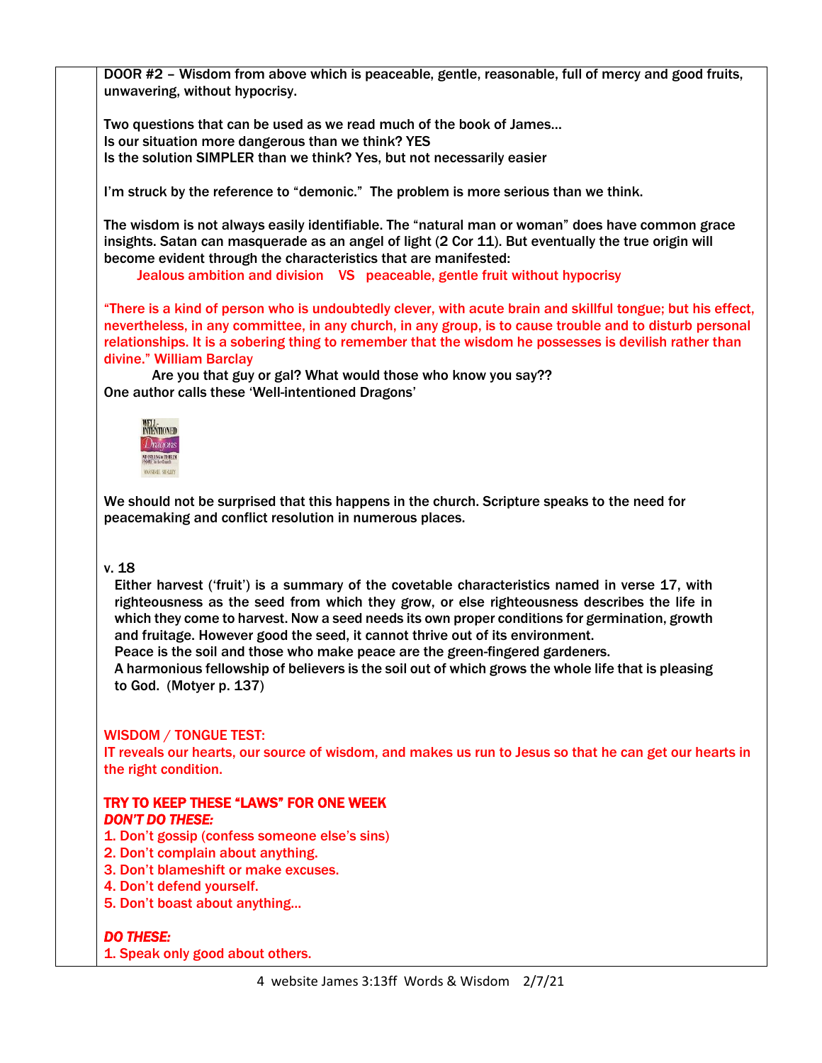DOOR #2 – Wisdom from above which is peaceable, gentle, reasonable, full of mercy and good fruits, unwavering, without hypocrisy.

Two questions that can be used as we read much of the book of James…
Is our situation more dangerous than we think? YES
Is the solution SIMPLER than we think? Yes, but not necessarily easier

I'm struck by the reference to "demonic." The problem is more serious than we think.

The wisdom is not always easily identifiable. The "natural man or woman" does have common grace insights. Satan can masquerade as an angel of light (2 Cor 11). But eventually the true origin will become evident through the characteristics that are manifested:

Jealous ambition and division VS peaceable, gentle fruit without hypocrisy

"There is a kind of person who is undoubtedly clever, with acute brain and skillful tongue; but his effect, nevertheless, in any committee, in any church, in any group, is to cause trouble and to disturb personal relationships. It is a sobering thing to remember that the wisdom he possesses is devilish rather than divine." William Barclay

Are you that guy or gal? What would those who know you say??

One author calls these 'Well-intentioned Dragons'

We should not be surprised that this happens in the church. Scripture speaks to the need for peacemaking and conflict resolution in numerous places.

v. 18

Either harvest ('fruit') is a summary of the covetable characteristics named in verse 17, with righteousness as the seed from which they grow, or else righteousness describes the life in which they come to harvest. Now a seed needs its own proper conditions for germination, growth and fruitage. However good the seed, it cannot thrive out of its environment.
Peace is the soil and those who make peace are the green-fingered gardeners.
A harmonious fellowship of believers is the soil out of which grows the whole life that is pleasing to God. (Motyer p. 137)

WISDOM / TONGUE TEST:
IT reveals our hearts, our source of wisdom, and makes us run to Jesus so that he can get our hearts in the right condition.

**TRY TO KEEP THESE "LAWS" FOR ONE WEEK**

***DON'T DO THESE:***

1. Don't gossip (confess someone else's sins)
2. Don't complain about anything.
3. Don't blameshift or make excuses.
4. Don't defend yourself.
5. Don't boast about anything…

***DO THESE:***

1. Speak only good about others.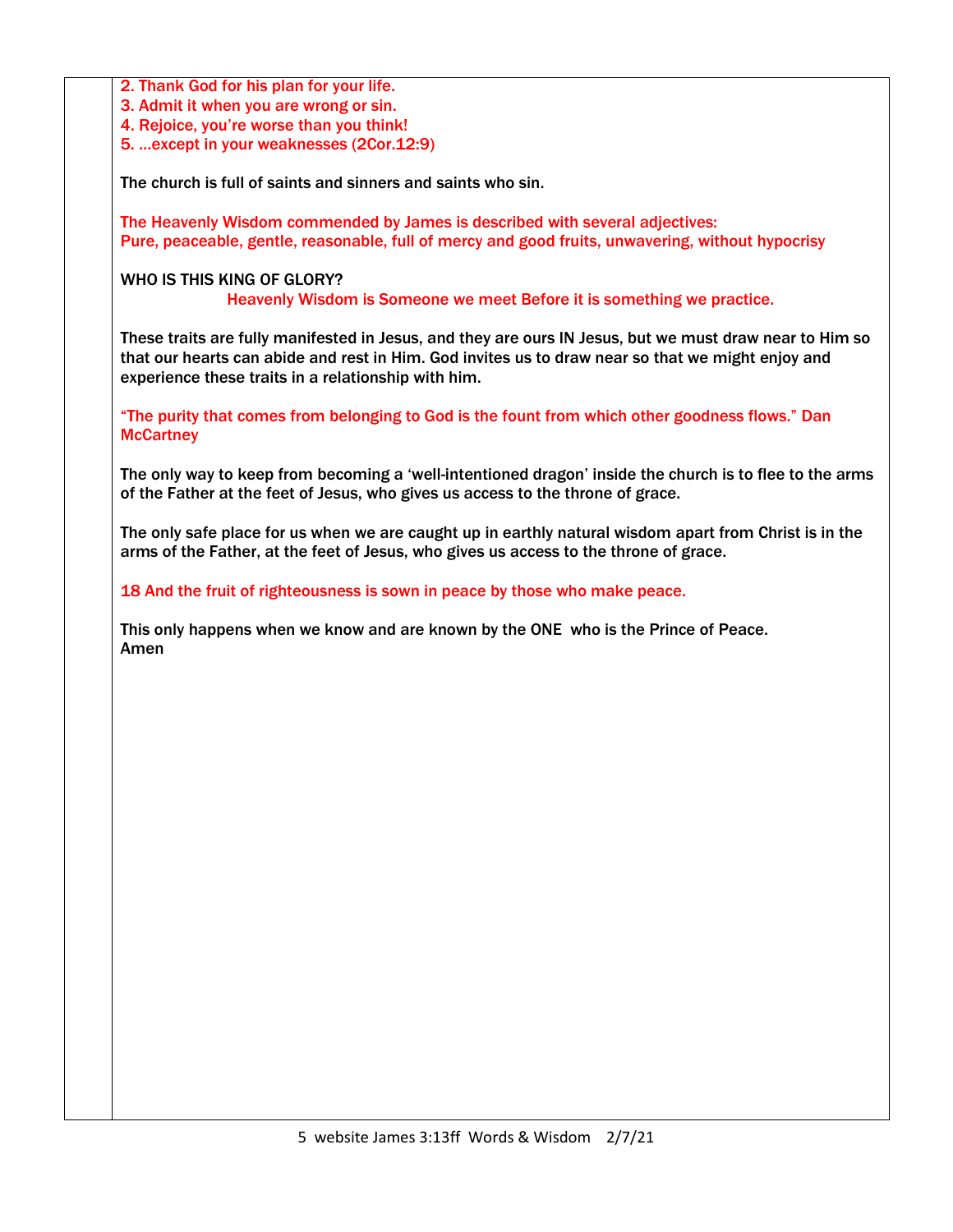2. Thank God for his plan for your life.
3. Admit it when you are wrong or sin.
4. Rejoice, you're worse than you think!
5. ...except in your weaknesses (2Cor.12:9)

The church is full of saints and sinners and saints who sin.

The Heavenly Wisdom commended by James is described with several adjectives:
Pure, peaceable, gentle, reasonable, full of mercy and good fruits, unwavering, without hypocrisy

WHO IS THIS KING OF GLORY?

Heavenly Wisdom is Someone we meet Before it is something we practice.

These traits are fully manifested in Jesus, and they are ours IN Jesus, but we must draw near to Him so that our hearts can abide and rest in Him. God invites us to draw near so that we might enjoy and experience these traits in a relationship with him.

"The purity that comes from belonging to God is the fount from which other goodness flows." Dan McCartney

The only way to keep from becoming a 'well-intentioned dragon' inside the church is to flee to the arms of the Father at the feet of Jesus, who gives us access to the throne of grace.

The only safe place for us when we are caught up in earthly natural wisdom apart from Christ is in the arms of the Father, at the feet of Jesus, who gives us access to the throne of grace.

18 And the fruit of righteousness is sown in peace by those who make peace.

This only happens when we know and are known by the ONE who is the Prince of Peace.
Amen